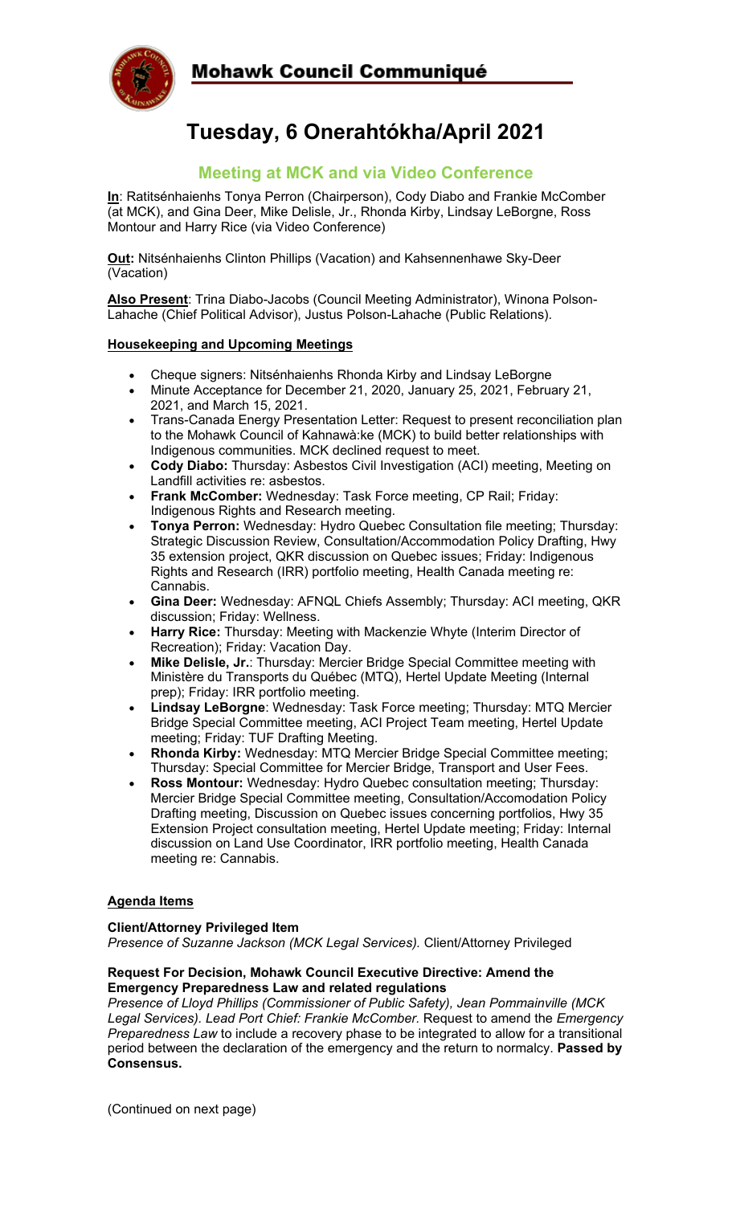# Mohawk Council Communiqué

## Tuesday, 6 Onerahtókha/April 2021

### Meeting at MCK and via Video Conference

**In**: Ratitsénhaienhs Tonya Perron (Chairperson), Cody Diabo and Frankie McComber (at MCK), and Gina Deer, Mike Delisle, Jr., Rhonda Kirby, Lindsay LeBorgne, Ross Montour and Harry Rice (via Video Conference)

**Out:** Nitsénhaienhs Clinton Phillips (Vacation) and Kahsennenhawe Sky-Deer (Vacation)

**Also Present**: Trina Diabo-Jacobs (Council Meeting Administrator), Winona Polson-Lahache (Chief Political Advisor), Justus Polson-Lahache (Public Relations).

**Housekeeping and Upcoming Meetings**

- Cheque signers: Nitsénhaienhs Rhonda Kirby and Lindsay LeBorgne
- Minute Acceptance for December 21, 2020, January 25, 2021, February 21, 2021, and March 15, 2021.
- Trans-Canada Energy Presentation Letter: Request to present reconciliation plan to the Mohawk Council of Kahnawà:ke (MCK) to build better relationships with Indigenous communities. MCK declined request to meet.
- **Cody Diabo:** Thursday: Asbestos Civil Investigation (ACI) meeting, Meeting on Landfill activities re: asbestos.
- **Frank McComber:** Wednesday: Task Force meeting, CP Rail; Friday: Indigenous Rights and Research meeting.
- **Tonya Perron:** Wednesday: Hydro Quebec Consultation file meeting; Thursday: Strategic Discussion Review, Consultation/Accommodation Policy Drafting, Hwy 35 extension project, QKR discussion on Quebec issues; Friday: Indigenous Rights and Research (IRR) portfolio meeting, Health Canada meeting re: Cannabis.
- **Gina Deer:** Wednesday: AFNQL Chiefs Assembly; Thursday: ACI meeting, QKR discussion; Friday: Wellness.
- **Harry Rice:** Thursday: Meeting with Mackenzie Whyte (Interim Director of Recreation); Friday: Vacation Day.
- **Mike Delisle, Jr.**: Thursday: Mercier Bridge Special Committee meeting with Ministère du Transports du Québec (MTQ), Hertel Update Meeting (Internal prep); Friday: IRR portfolio meeting.
- **Lindsay LeBorgne**: Wednesday: Task Force meeting; Thursday: MTQ Mercier Bridge Special Committee meeting, ACI Project Team meeting, Hertel Update meeting; Friday: TUF Drafting Meeting.
- **Rhonda Kirby:** Wednesday: MTQ Mercier Bridge Special Committee meeting; Thursday: Special Committee for Mercier Bridge, Transport and User Fees.
- **Ross Montour:** Wednesday: Hydro Quebec consultation meeting; Thursday: Mercier Bridge Special Committee meeting, Consultation/Accomodation Policy Drafting meeting, Discussion on Quebec issues concerning portfolios, Hwy 35 Extension Project consultation meeting, Hertel Update meeting; Friday: Internal discussion on Land Use Coordinator, IRR portfolio meeting, Health Canada meeting re: Cannabis.

**Agenda Items**

**Client/Attorney Privileged Item**
*Presence of Suzanne Jackson (MCK Legal Services).* Client/Attorney Privileged

**Request For Decision, Mohawk Council Executive Directive: Amend the Emergency Preparedness Law and related regulations**
*Presence of Lloyd Phillips (Commissioner of Public Safety), Jean Pommainville (MCK Legal Services). Lead Port Chief: Frankie McComber.* Request to amend the *Emergency Preparedness Law* to include a recovery phase to be integrated to allow for a transitional period between the declaration of the emergency and the return to normalcy. **Passed by Consensus.**

(Continued on next page)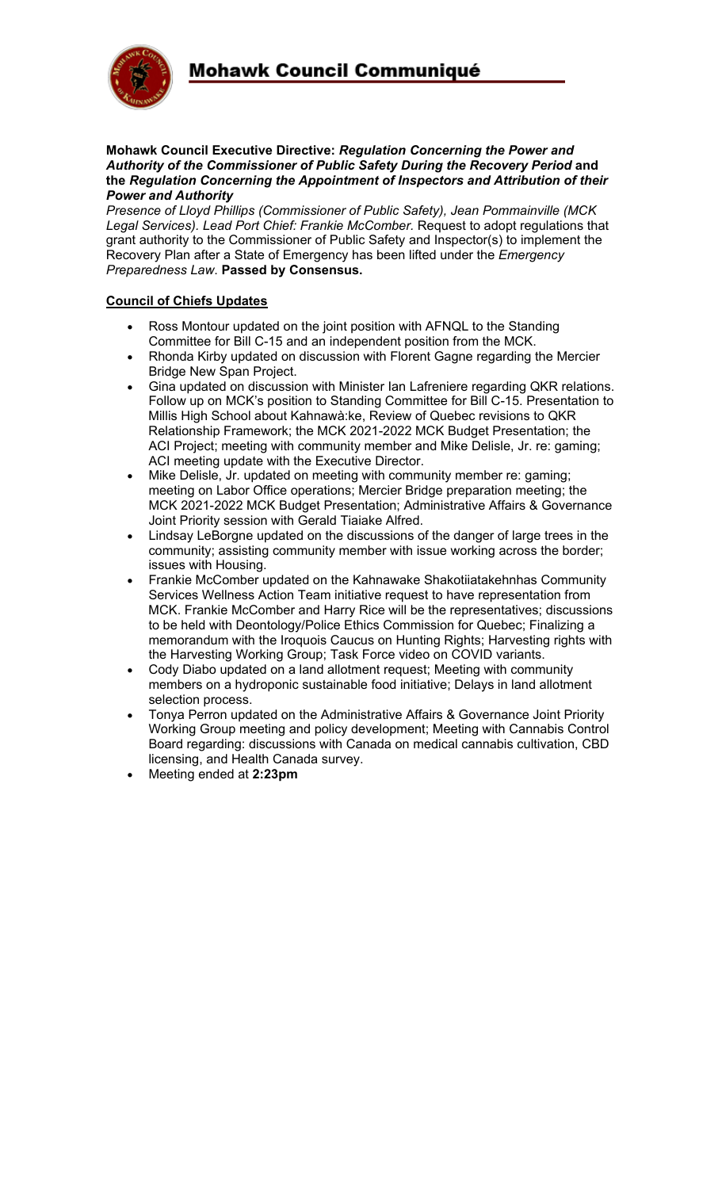**Mohawk Council Executive Directive:** ***Regulation Concerning the Power and Authority of the Commissioner of Public Safety During the Recovery Period*** **and the** ***Regulation Concerning the Appointment of Inspectors and Attribution of their Power and Authority***

*Presence of Lloyd Phillips (Commissioner of Public Safety), Jean Pommainville (MCK Legal Services). Lead Port Chief: Frankie McComber.* Request to adopt regulations that grant authority to the Commissioner of Public Safety and Inspector(s) to implement the Recovery Plan after a State of Emergency has been lifted under the *Emergency Preparedness Law*. **Passed by Consensus.**

**Council of Chiefs Updates**

- Ross Montour updated on the joint position with AFNQL to the Standing Committee for Bill C-15 and an independent position from the MCK.
- Rhonda Kirby updated on discussion with Florent Gagne regarding the Mercier Bridge New Span Project.
- Gina updated on discussion with Minister Ian Lafreniere regarding QKR relations. Follow up on MCK's position to Standing Committee for Bill C-15. Presentation to Millis High School about Kahnawà:ke, Review of Quebec revisions to QKR Relationship Framework; the MCK 2021-2022 MCK Budget Presentation; the ACI Project; meeting with community member and Mike Delisle, Jr. re: gaming; ACI meeting update with the Executive Director.
- Mike Delisle, Jr. updated on meeting with community member re: gaming; meeting on Labor Office operations; Mercier Bridge preparation meeting; the MCK 2021-2022 MCK Budget Presentation; Administrative Affairs & Governance Joint Priority session with Gerald Tiaiake Alfred.
- Lindsay LeBorgne updated on the discussions of the danger of large trees in the community; assisting community member with issue working across the border; issues with Housing.
- Frankie McComber updated on the Kahnawake Shakotiiatakehnhas Community Services Wellness Action Team initiative request to have representation from MCK. Frankie McComber and Harry Rice will be the representatives; discussions to be held with Deontology/Police Ethics Commission for Quebec; Finalizing a memorandum with the Iroquois Caucus on Hunting Rights; Harvesting rights with the Harvesting Working Group; Task Force video on COVID variants.
- Cody Diabo updated on a land allotment request; Meeting with community members on a hydroponic sustainable food initiative; Delays in land allotment selection process.
- Tonya Perron updated on the Administrative Affairs & Governance Joint Priority Working Group meeting and policy development; Meeting with Cannabis Control Board regarding: discussions with Canada on medical cannabis cultivation, CBD licensing, and Health Canada survey.
- Meeting ended at **2:23pm**